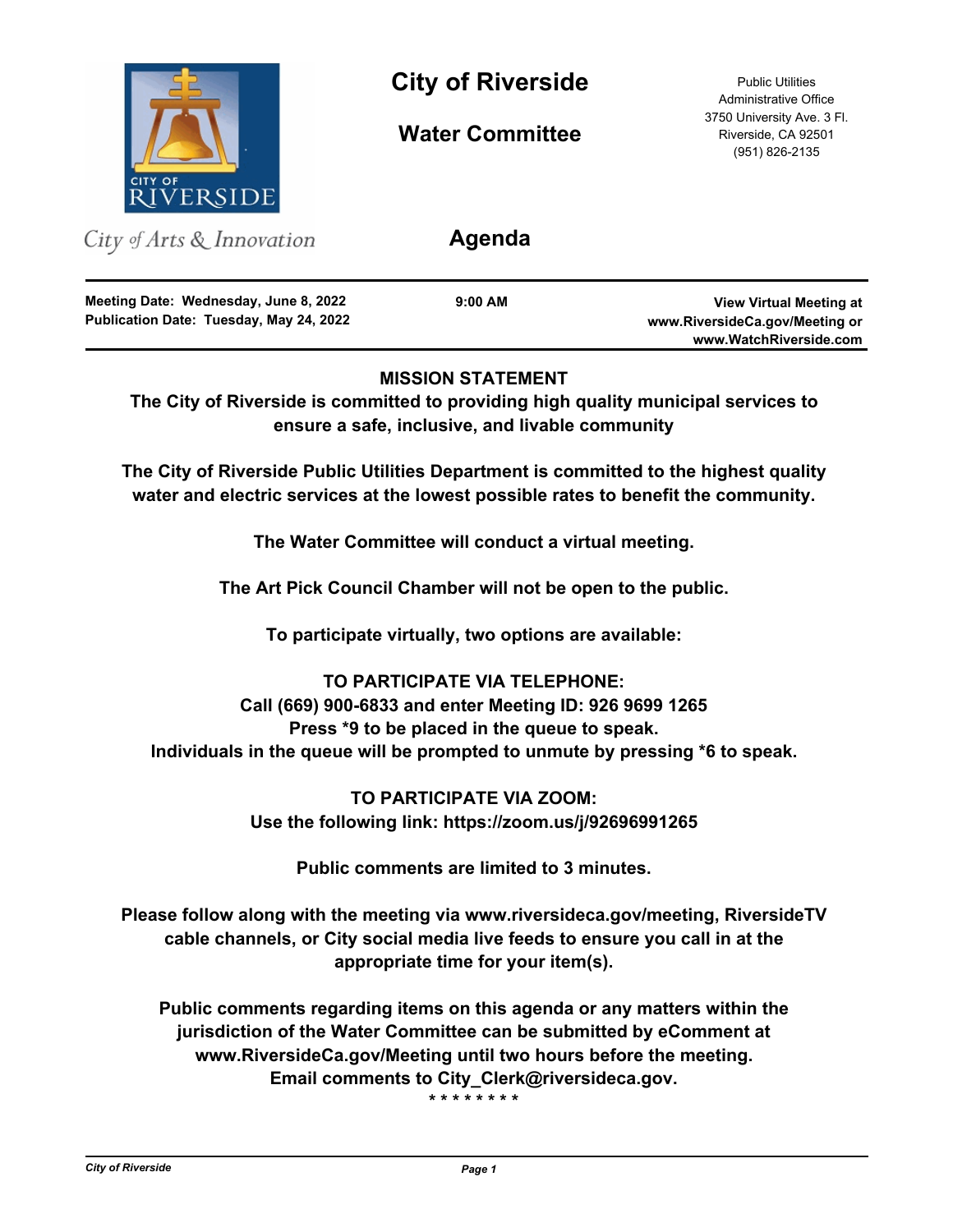# City of Riverside

## Water Committee

Public Utilities
Administrative Office
3750 University Ave. 3 Fl.
Riverside, CA 92501
(951) 826-2135

*City of Arts & Innovation*

## Agenda

**Meeting Date: Wednesday, June 8, 2022**
**Publication Date: Tuesday, May 24, 2022**

**9:00 AM**

**View Virtual Meeting at www.RiversideCa.gov/Meeting or www.WatchRiverside.com**

---

**MISSION STATEMENT**

**The City of Riverside is committed to providing high quality municipal services to ensure a safe, inclusive, and livable community**

**The City of Riverside Public Utilities Department is committed to the highest quality water and electric services at the lowest possible rates to benefit the community.**

**The Water Committee will conduct a virtual meeting.**

**The Art Pick Council Chamber will not be open to the public.**

**To participate virtually, two options are available:**

**TO PARTICIPATE VIA TELEPHONE:**
**Call (669) 900-6833 and enter Meeting ID: 926 9699 1265**
**Press *9 to be placed in the queue to speak.**
**Individuals in the queue will be prompted to unmute by pressing *6 to speak.**

**TO PARTICIPATE VIA ZOOM:**
**Use the following link: https://zoom.us/j/92696991265**

**Public comments are limited to 3 minutes.**

**Please follow along with the meeting via www.riversideca.gov/meeting, RiversideTV cable channels, or City social media live feeds to ensure you call in at the appropriate time for your item(s).**

**Public comments regarding items on this agenda or any matters within the jurisdiction of the Water Committee can be submitted by eComment at www.RiversideCa.gov/Meeting until two hours before the meeting. Email comments to City_Clerk@riversideca.gov.**

**\* \* \* \* \* \* \* \***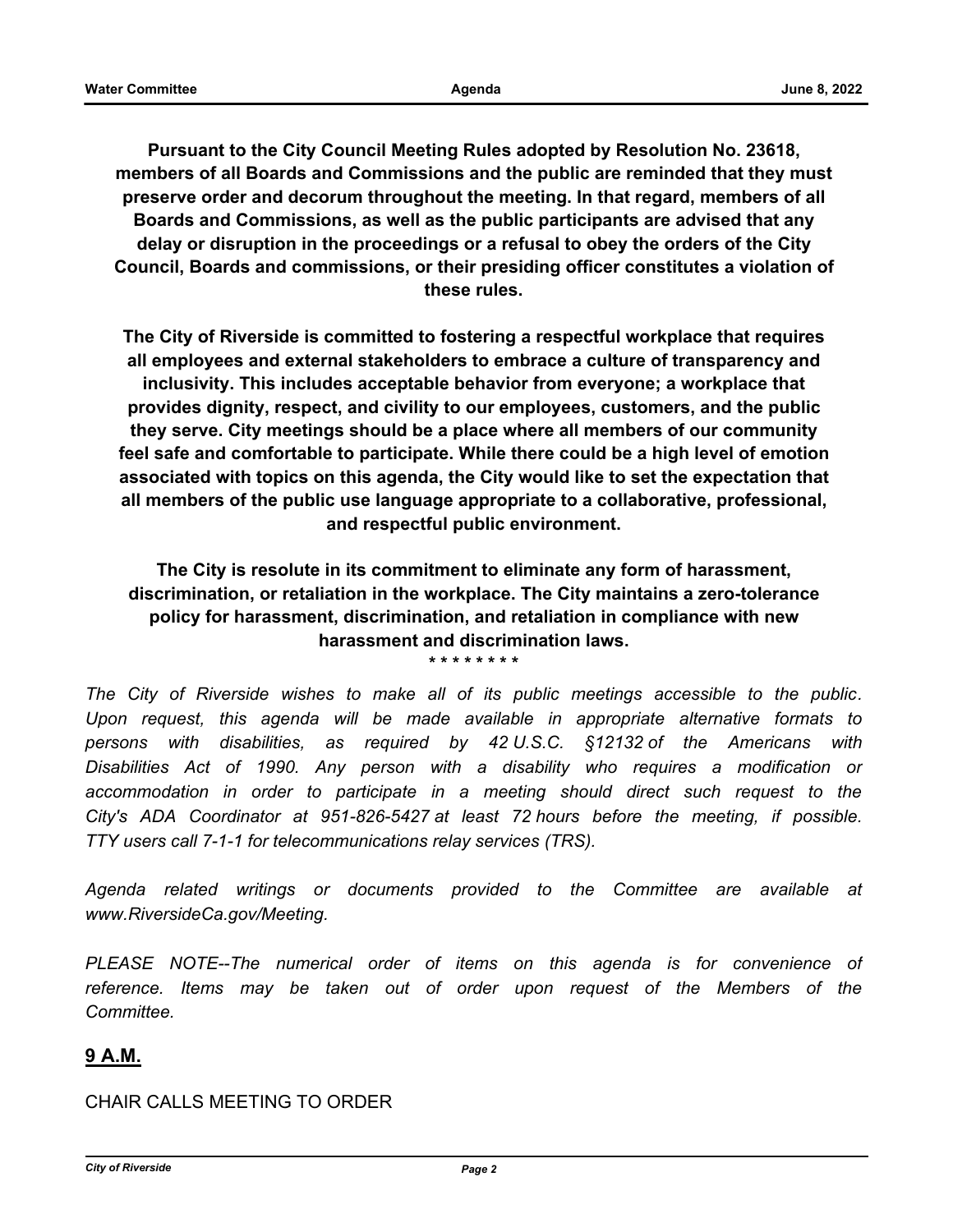**Pursuant to the City Council Meeting Rules adopted by Resolution No. 23618, members of all Boards and Commissions and the public are reminded that they must preserve order and decorum throughout the meeting. In that regard, members of all Boards and Commissions, as well as the public participants are advised that any delay or disruption in the proceedings or a refusal to obey the orders of the City Council, Boards and commissions, or their presiding officer constitutes a violation of these rules.**

**The City of Riverside is committed to fostering a respectful workplace that requires all employees and external stakeholders to embrace a culture of transparency and inclusivity. This includes acceptable behavior from everyone; a workplace that provides dignity, respect, and civility to our employees, customers, and the public they serve. City meetings should be a place where all members of our community feel safe and comfortable to participate. While there could be a high level of emotion associated with topics on this agenda, the City would like to set the expectation that all members of the public use language appropriate to a collaborative, professional, and respectful public environment.**

**The City is resolute in its commitment to eliminate any form of harassment, discrimination, or retaliation in the workplace. The City maintains a zero-tolerance policy for harassment, discrimination, and retaliation in compliance with new harassment and discrimination laws.**

\* \* \* \* \* \* \* \*

*The City of Riverside wishes to make all of its public meetings accessible to the public. Upon request, this agenda will be made available in appropriate alternative formats to persons with disabilities, as required by 42 U.S.C. §12132 of the Americans with Disabilities Act of 1990. Any person with a disability who requires a modification or accommodation in order to participate in a meeting should direct such request to the City's ADA Coordinator at 951-826-5427 at least 72 hours before the meeting, if possible. TTY users call 7-1-1 for telecommunications relay services (TRS).*

*Agenda related writings or documents provided to the Committee are available at www.RiversideCa.gov/Meeting.*

*PLEASE NOTE--The numerical order of items on this agenda is for convenience of reference. Items may be taken out of order upon request of the Members of the Committee.*

## 9 A.M.

CHAIR CALLS MEETING TO ORDER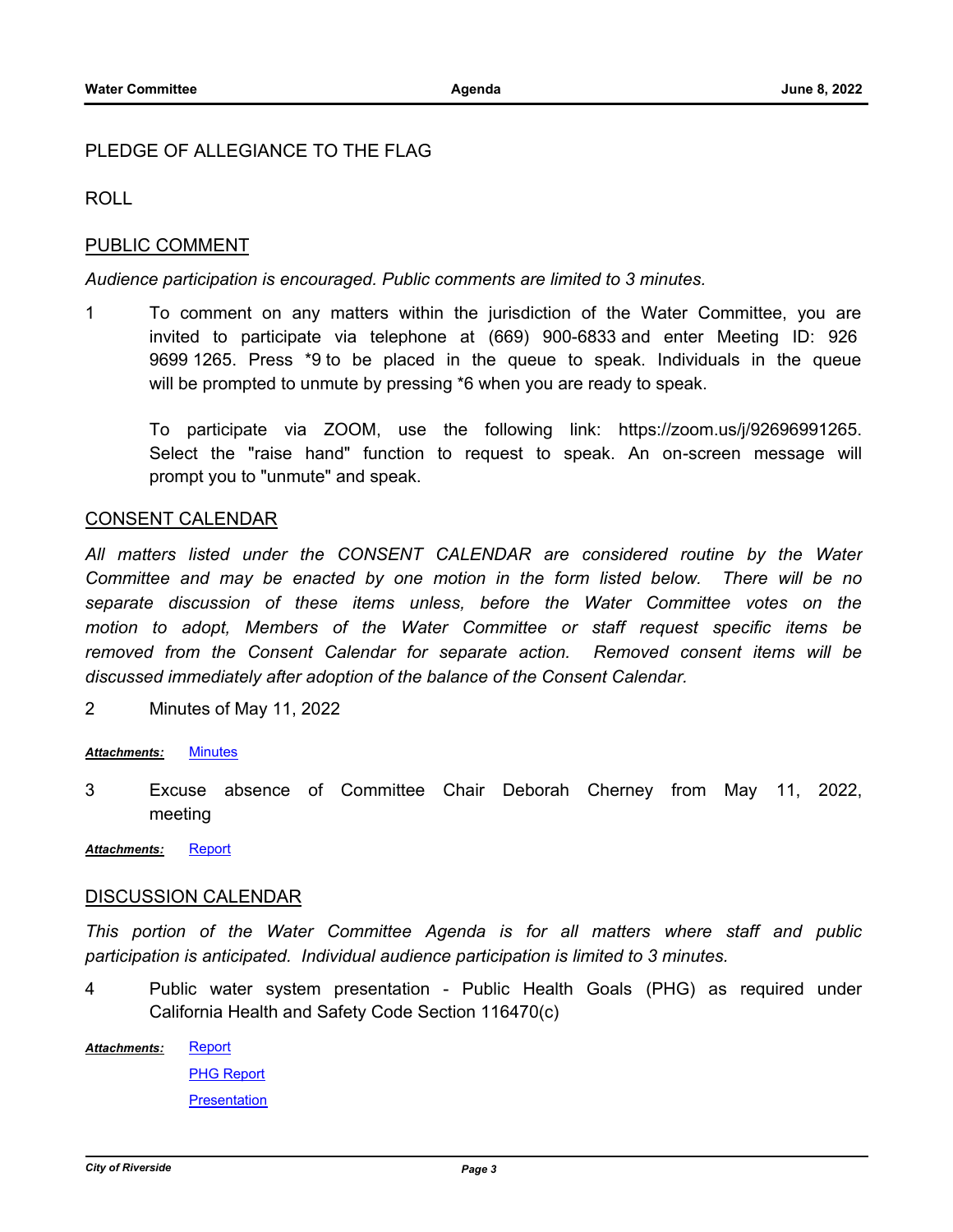PLEDGE OF ALLEGIANCE TO THE FLAG

ROLL

## PUBLIC COMMENT

*Audience participation is encouraged. Public comments are limited to 3 minutes.*

1 To comment on any matters within the jurisdiction of the Water Committee, you are invited to participate via telephone at (669) 900-6833 and enter Meeting ID: 926 9699 1265. Press *9 to be placed in the queue to speak. Individuals in the queue will be prompted to unmute by pressing *6 when you are ready to speak.

To participate via ZOOM, use the following link: https://zoom.us/j/92696991265. Select the "raise hand" function to request to speak. An on-screen message will prompt you to "unmute" and speak.

## CONSENT CALENDAR

*All matters listed under the CONSENT CALENDAR are considered routine by the Water Committee and may be enacted by one motion in the form listed below. There will be no separate discussion of these items unless, before the Water Committee votes on the motion to adopt, Members of the Water Committee or staff request specific items be removed from the Consent Calendar for separate action. Removed consent items will be discussed immediately after adoption of the balance of the Consent Calendar.*

2 Minutes of May 11, 2022

***Attachments:*** Minutes

3 Excuse absence of Committee Chair Deborah Cherney from May 11, 2022, meeting

***Attachments:*** Report

## DISCUSSION CALENDAR

*This portion of the Water Committee Agenda is for all matters where staff and public participation is anticipated. Individual audience participation is limited to 3 minutes.*

4 Public water system presentation - Public Health Goals (PHG) as required under California Health and Safety Code Section 116470(c)

***Attachments:*** Report
PHG Report
Presentation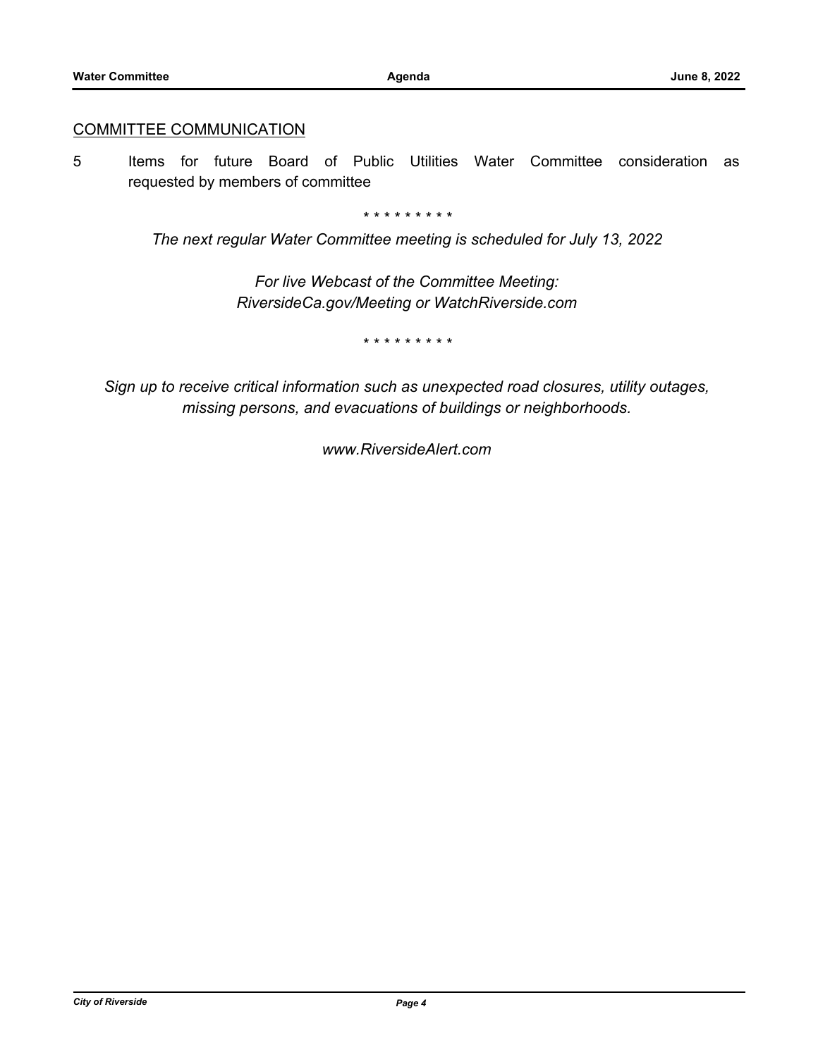COMMITTEE COMMUNICATION

5 Items for future Board of Public Utilities Water Committee consideration as requested by members of committee

\* \* \* \* \* \* \* \* \*

*The next regular Water Committee meeting is scheduled for July 13, 2022*

*For live Webcast of the Committee Meeting:*
*RiversideCa.gov/Meeting or WatchRiverside.com*

\* \* \* \* \* \* \* \* \*

*Sign up to receive critical information such as unexpected road closures, utility outages, missing persons, and evacuations of buildings or neighborhoods.*

*www.RiversideAlert.com*